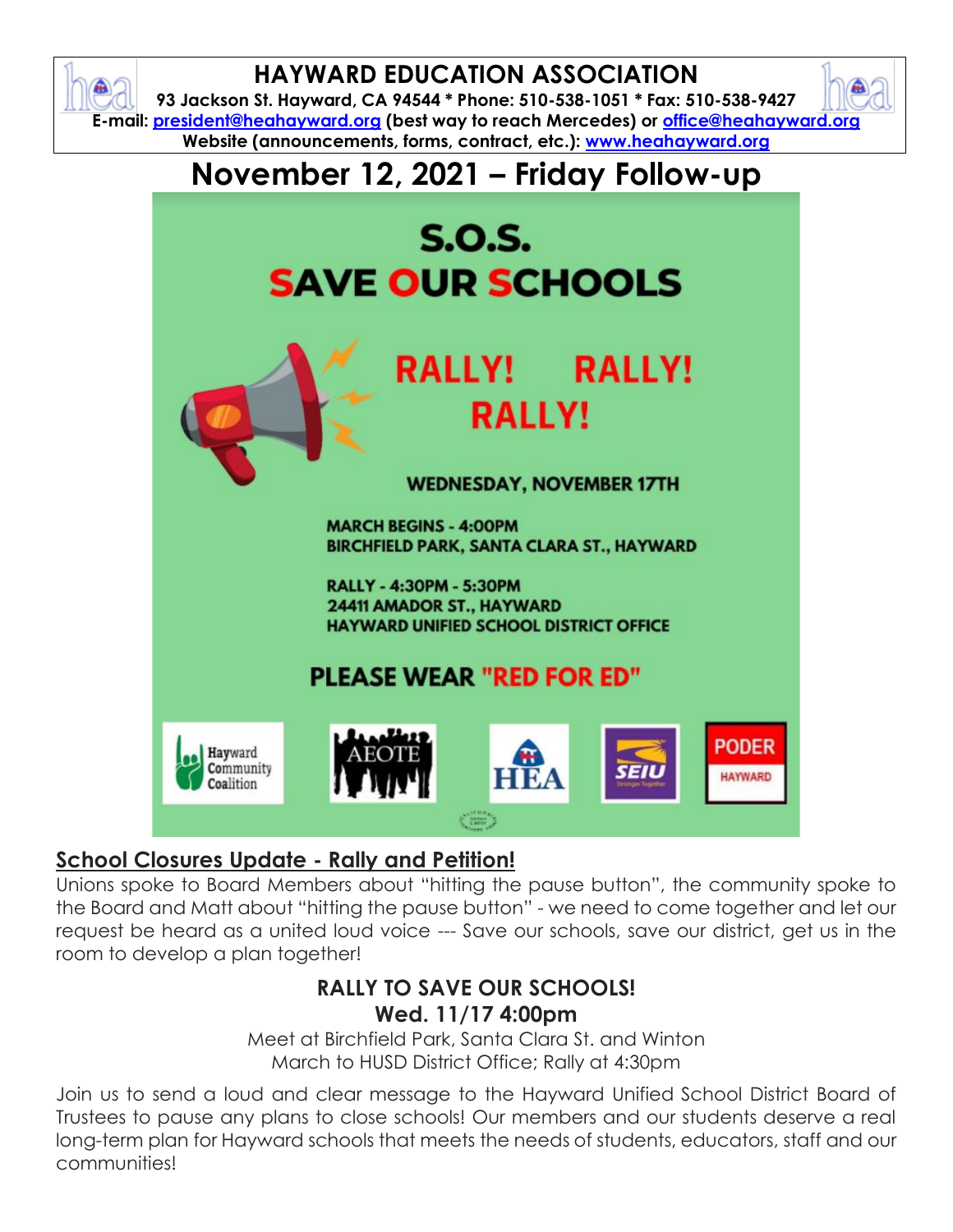# HAYWARD EDUCATION ASSOCIATION

**93 Jackson St. Hayward, CA 94544 * Phone: 510-538-1051 * Fax: 510-538-9427**
**E-mail: president@heahayward.org (best way to reach Mercedes) or office@heahayward.org**
**Website (announcements, forms, contract, etc.): www.heahayward.org**

# November 12, 2021 – Friday Follow-up

**S.O.S.**
**SAVE OUR SCHOOLS**

**RALLY! RALLY! RALLY!**

**WEDNESDAY, NOVEMBER 17TH**

**MARCH BEGINS - 4:00PM**
**BIRCHFIELD PARK, SANTA CLARA ST., HAYWARD**

**RALLY - 4:30PM - 5:30PM**
**24411 AMADOR ST., HAYWARD**
**HAYWARD UNIFIED SCHOOL DISTRICT OFFICE**

**PLEASE WEAR "RED FOR ED"**

Hayward Community Coalition | AEOTE | HEA | SEIU | PODER HAYWARD

## School Closures Update - Rally and Petition!

Unions spoke to Board Members about "hitting the pause button", the community spoke to the Board and Matt about "hitting the pause button" - we need to come together and let our request be heard as a united loud voice --- Save our schools, save our district, get us in the room to develop a plan together!

**RALLY TO SAVE OUR SCHOOLS!**
**Wed. 11/17 4:00pm**
Meet at Birchfield Park, Santa Clara St. and Winton
March to HUSD District Office; Rally at 4:30pm

Join us to send a loud and clear message to the Hayward Unified School District Board of Trustees to pause any plans to close schools! Our members and our students deserve a real long-term plan for Hayward schools that meets the needs of students, educators, staff and our communities!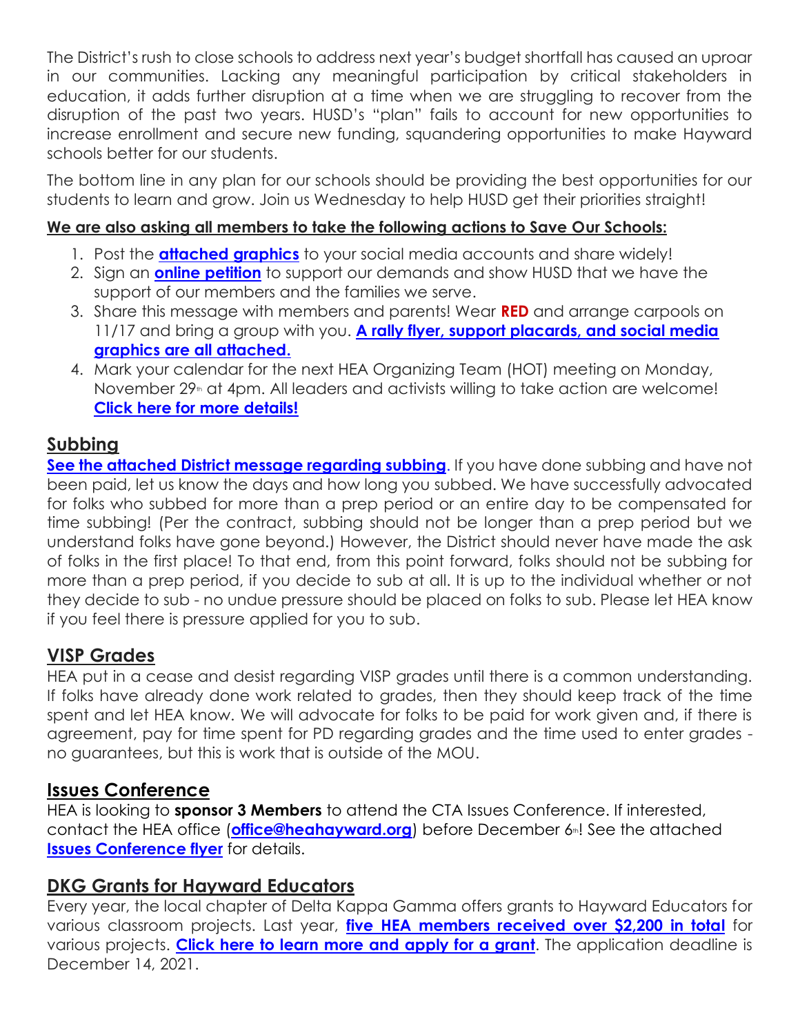The District's rush to close schools to address next year's budget shortfall has caused an uproar in our communities. Lacking any meaningful participation by critical stakeholders in education, it adds further disruption at a time when we are struggling to recover from the disruption of the past two years. HUSD's "plan" fails to account for new opportunities to increase enrollment and secure new funding, squandering opportunities to make Hayward schools better for our students.

The bottom line in any plan for our schools should be providing the best opportunities for our students to learn and grow. Join us Wednesday to help HUSD get their priorities straight!

**We are also asking all members to take the following actions to Save Our Schools:**

1. Post the **attached graphics** to your social media accounts and share widely!
2. Sign an **online petition** to support our demands and show HUSD that we have the support of our members and the families we serve.
3. Share this message with members and parents! Wear **RED** and arrange carpools on 11/17 and bring a group with you. **A rally flyer, support placards, and social media graphics are all attached.**
4. Mark your calendar for the next HEA Organizing Team (HOT) meeting on Monday, November 29th at 4pm. All leaders and activists willing to take action are welcome! **Click here for more details!**

## Subbing

**See the attached District message regarding subbing**. If you have done subbing and have not been paid, let us know the days and how long you subbed. We have successfully advocated for folks who subbed for more than a prep period or an entire day to be compensated for time subbing! (Per the contract, subbing should not be longer than a prep period but we understand folks have gone beyond.) However, the District should never have made the ask of folks in the first place! To that end, from this point forward, folks should not be subbing for more than a prep period, if you decide to sub at all. It is up to the individual whether or not they decide to sub - no undue pressure should be placed on folks to sub. Please let HEA know if you feel there is pressure applied for you to sub.

## VISP Grades

HEA put in a cease and desist regarding VISP grades until there is a common understanding. If folks have already done work related to grades, then they should keep track of the time spent and let HEA know. We will advocate for folks to be paid for work given and, if there is agreement, pay for time spent for PD regarding grades and the time used to enter grades - no guarantees, but this is work that is outside of the MOU.

## Issues Conference

HEA is looking to **sponsor 3 Members** to attend the CTA Issues Conference. If interested, contact the HEA office (**office@heahayward.org**) before December 6th! See the attached **Issues Conference flyer** for details.

## DKG Grants for Hayward Educators

Every year, the local chapter of Delta Kappa Gamma offers grants to Hayward Educators for various classroom projects. Last year, **five HEA members received over $2,200 in total** for various projects. **Click here to learn more and apply for a grant**. The application deadline is December 14, 2021.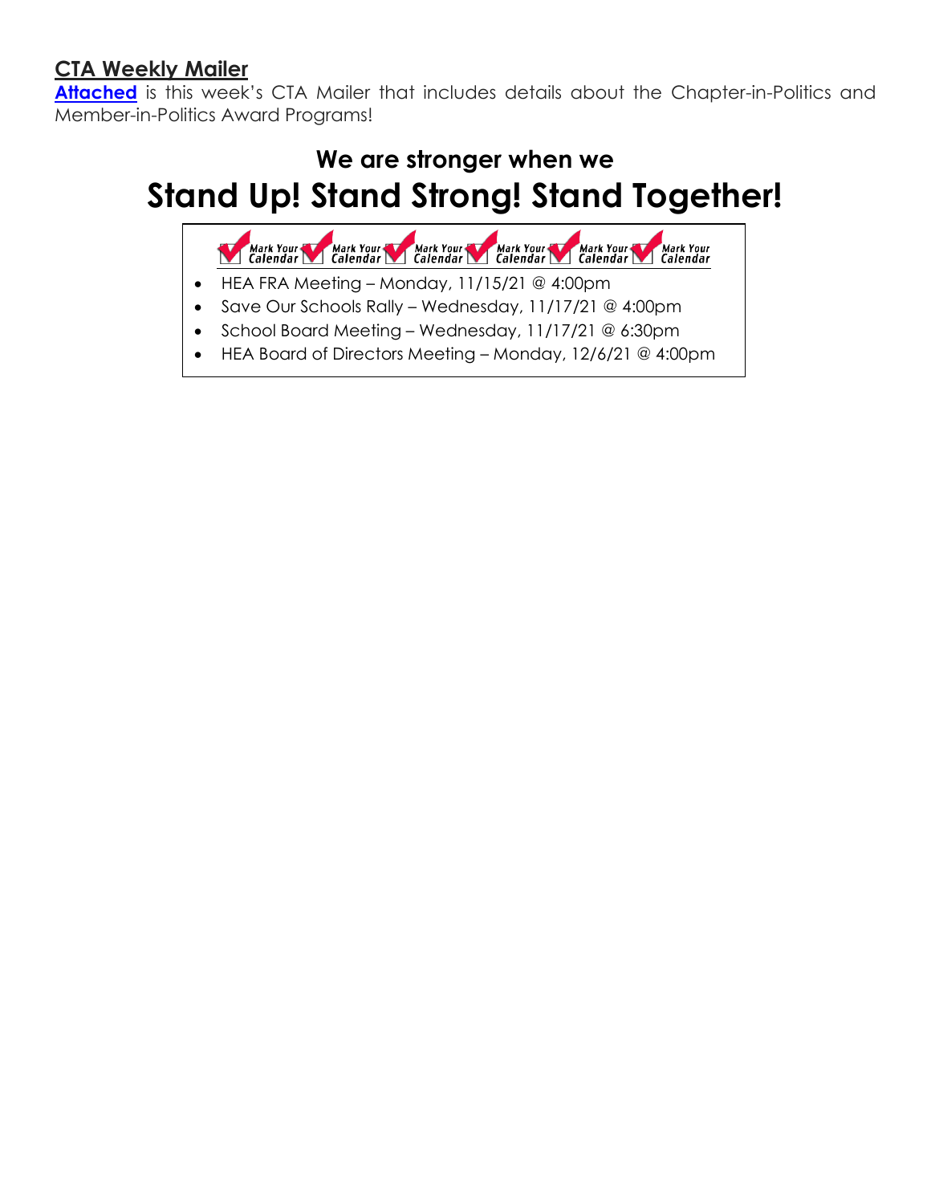## CTA Weekly Mailer

**Attached** is this week's CTA Mailer that includes details about the Chapter-in-Politics and Member-in-Politics Award Programs!

### We are stronger when we

## Stand Up! Stand Strong! Stand Together!

Mark Your Calendar Mark Your Calendar Mark Your Calendar Mark Your Calendar Mark Your Calendar Mark Your Calendar

- HEA FRA Meeting – Monday, 11/15/21 @ 4:00pm
- Save Our Schools Rally – Wednesday, 11/17/21 @ 4:00pm
- School Board Meeting – Wednesday, 11/17/21 @ 6:30pm
- HEA Board of Directors Meeting – Monday, 12/6/21 @ 4:00pm